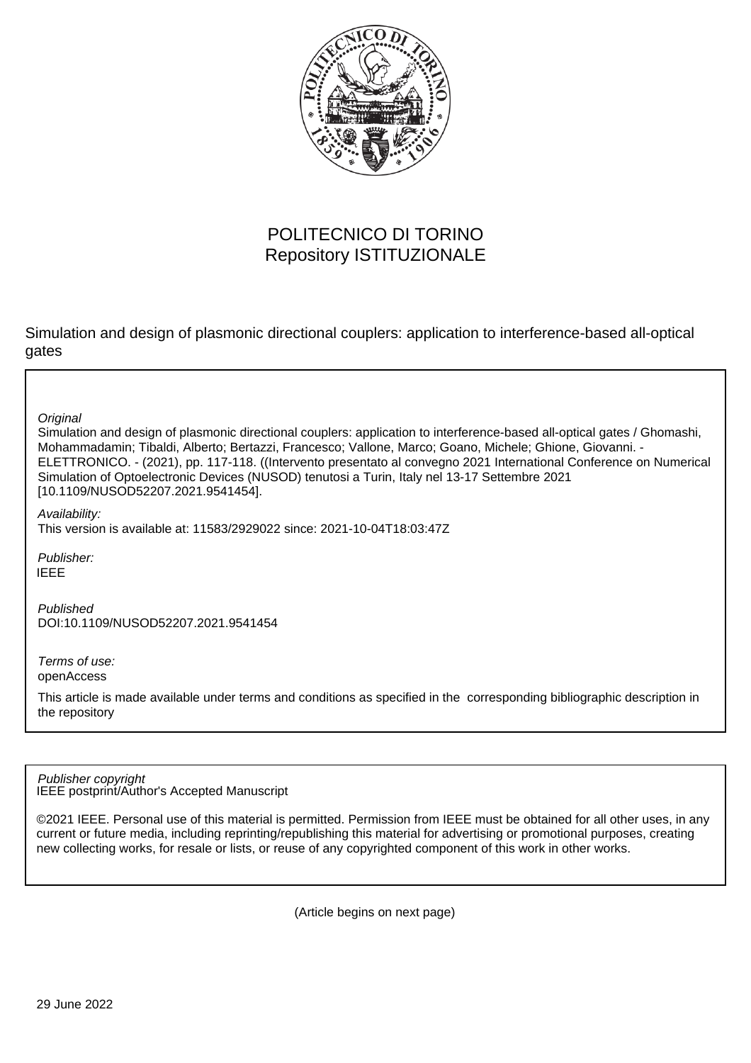POLITECNICO DI TORINO
Repository ISTITUZIONALE

Simulation and design of plasmonic directional couplers: application to interference-based all-optical gates

*Original*

Simulation and design of plasmonic directional couplers: application to interference-based all-optical gates / Ghomashi, Mohammadamin; Tibaldi, Alberto; Bertazzi, Francesco; Vallone, Marco; Goano, Michele; Ghione, Giovanni. - ELETTRONICO. - (2021), pp. 117-118. ((Intervento presentato al convegno 2021 International Conference on Numerical Simulation of Optoelectronic Devices (NUSOD) tenutosi a Turin, Italy nel 13-17 Settembre 2021 [10.1109/NUSOD52207.2021.9541454].

*Availability:*

This version is available at: 11583/2929022 since: 2021-10-04T18:03:47Z

*Publisher:*

IEEE

*Published*

DOI:10.1109/NUSOD52207.2021.9541454

*Terms of use:*

openAccess

This article is made available under terms and conditions as specified in the corresponding bibliographic description in the repository

*Publisher copyright*

IEEE postprint/Author's Accepted Manuscript

©2021 IEEE. Personal use of this material is permitted. Permission from IEEE must be obtained for all other uses, in any current or future media, including reprinting/republishing this material for advertising or promotional purposes, creating new collecting works, for resale or lists, or reuse of any copyrighted component of this work in other works.

(Article begins on next page)

29 June 2022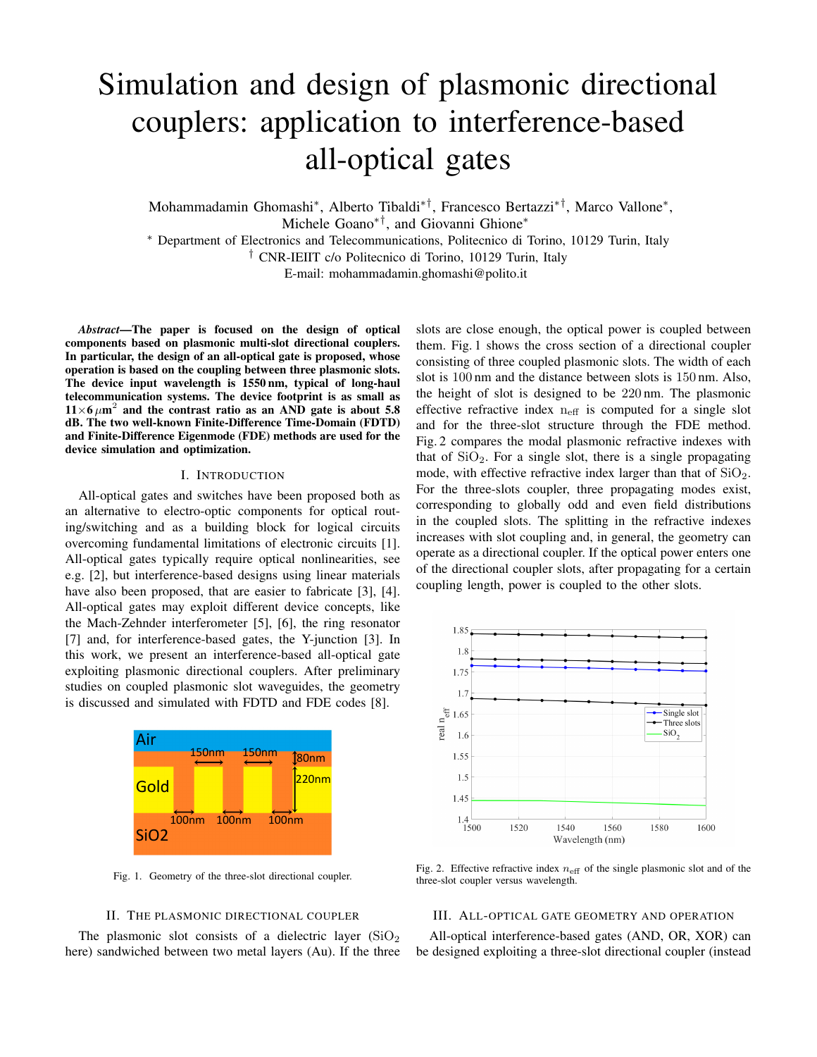# Simulation and design of plasmonic directional couplers: application to interference-based all-optical gates

Mohammadamin Ghomashi*, Alberto Tibaldi*†, Francesco Bertazzi*†, Marco Vallone*, Michele Goano*†, and Giovanni Ghione*

* Department of Electronics and Telecommunications, Politecnico di Torino, 10129 Turin, Italy
† CNR-IEIIT c/o Politecnico di Torino, 10129 Turin, Italy
E-mail: mohammadamin.ghomashi@polito.it

***Abstract*—The paper is focused on the design of optical components based on plasmonic multi-slot directional couplers. In particular, the design of an all-optical gate is proposed, whose operation is based on the coupling between three plasmonic slots. The device input wavelength is 1550 nm, typical of long-haul telecommunication systems. The device footprint is as small as $11{\times}6\,\mu\mathrm{m}^2$ and the contrast ratio as an AND gate is about 5.8 dB. The two well-known Finite-Difference Time-Domain (FDTD) and Finite-Difference Eigenmode (FDE) methods are used for the device simulation and optimization.**

## I. Introduction

All-optical gates and switches have been proposed both as an alternative to electro-optic components for optical routing/switching and as a building block for logical circuits overcoming fundamental limitations of electronic circuits [1]. All-optical gates typically require optical nonlinearities, see e.g. [2], but interference-based designs using linear materials have also been proposed, that are easier to fabricate [3], [4]. All-optical gates may exploit different device concepts, like the Mach-Zehnder interferometer [5], [6], the ring resonator [7] and, for interference-based gates, the Y-junction [3]. In this work, we present an interference-based all-optical gate exploiting plasmonic directional couplers. After preliminary studies on coupled plasmonic slot waveguides, the geometry is discussed and simulated with FDTD and FDE codes [8].

Fig. 1. Geometry of the three-slot directional coupler.

## II. The plasmonic directional coupler

The plasmonic slot consists of a dielectric layer ($SiO_2$ here) sandwiched between two metal layers (Au). If the three slots are close enough, the optical power is coupled between them. Fig. 1 shows the cross section of a directional coupler consisting of three coupled plasmonic slots. The width of each slot is 100 nm and the distance between slots is 150 nm. Also, the height of slot is designed to be 220 nm. The plasmonic effective refractive index $n_{\mathrm{eff}}$ is computed for a single slot and for the three-slot structure through the FDE method. Fig. 2 compares the modal plasmonic refractive indexes with that of $SiO_2$. For a single slot, there is a single propagating mode, with effective refractive index larger than that of $SiO_2$. For the three-slots coupler, three propagating modes exist, corresponding to globally odd and even field distributions in the coupled slots. The splitting in the refractive indexes increases with slot coupling and, in general, the geometry can operate as a directional coupler. If the optical power enters one of the directional coupler slots, after propagating for a certain coupling length, power is coupled to the other slots.

Fig. 2. Effective refractive index $n_{\mathrm{eff}}$ of the single plasmonic slot and of the three-slot coupler versus wavelength.

## III. All-optical gate geometry and operation

All-optical interference-based gates (AND, OR, XOR) can be designed exploiting a three-slot directional coupler (instead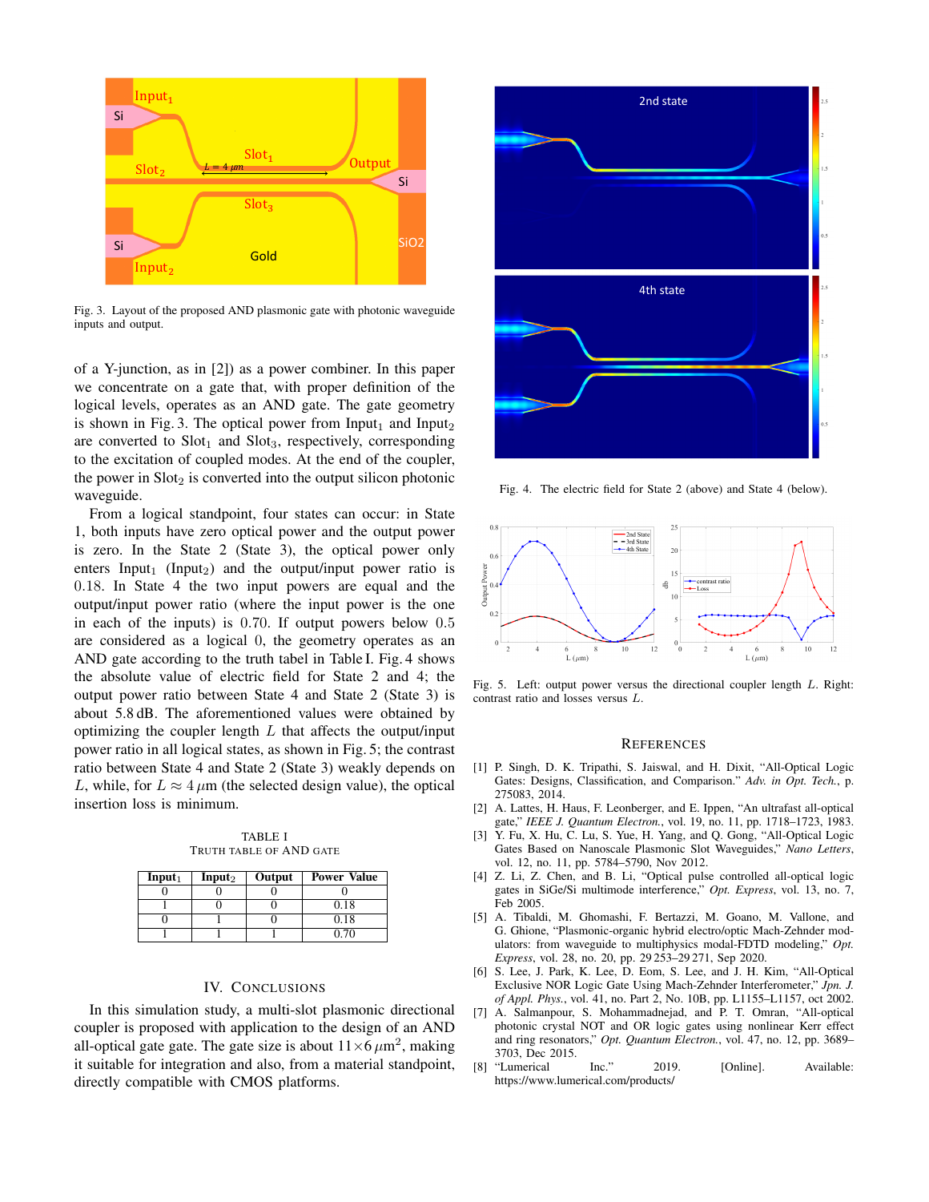Input$_1$

Si

Slot$_1$

Slot$_2$

$L = 4\,\mu m$

Output

Si

Slot$_3$

Si

SiO2

Gold

Input$_2$

Fig. 3. Layout of the proposed AND plasmonic gate with photonic waveguide inputs and output.

of a Y-junction, as in [2]) as a power combiner. In this paper we concentrate on a gate that, with proper definition of the logical levels, operates as an AND gate. The gate geometry is shown in Fig. 3. The optical power from Input$_1$ and Input$_2$ are converted to Slot$_1$ and Slot$_3$, respectively, corresponding to the excitation of coupled modes. At the end of the coupler, the power in Slot$_2$ is converted into the output silicon photonic waveguide.

From a logical standpoint, four states can occur: in State 1, both inputs have zero optical power and the output power is zero. In the State 2 (State 3), the optical power only enters Input$_1$ (Input$_2$) and the output/input power ratio is 0.18. In State 4 the two input powers are equal and the output/input power ratio (where the input power is the one in each of the inputs) is 0.70. If output powers below 0.5 are considered as a logical 0, the geometry operates as an AND gate according to the truth tabel in Table I. Fig. 4 shows the absolute value of electric field for State 2 and 4; the output power ratio between State 4 and State 2 (State 3) is about 5.8 dB. The aforementioned values were obtained by optimizing the coupler length $L$ that affects the output/input power ratio in all logical states, as shown in Fig. 5; the contrast ratio between State 4 and State 2 (State 3) weakly depends on $L$, while, for $L \approx 4\,\mu$m (the selected design value), the optical insertion loss is minimum.

TABLE I
TRUTH TABLE OF AND GATE

| Input$_1$ | Input$_2$ | Output | Power Value |
|---|---|---|---|
| 0 | 0 | 0 | 0 |
| 1 | 0 | 0 | 0.18 |
| 0 | 1 | 0 | 0.18 |
| 1 | 1 | 1 | 0.70 |

## IV. CONCLUSIONS

In this simulation study, a multi-slot plasmonic directional coupler is proposed with application to the design of an AND all-optical gate gate. The gate size is about $11\times6\,\mu\text{m}^2$, making it suitable for integration and also, from a material standpoint, directly compatible with CMOS platforms.

2nd state

4th state

Fig. 4. The electric field for State 2 (above) and State 4 (below).

Output Power

L ($\mu$m)

2nd State
3rd State
4th State

dB

L ($\mu$m)

contrast ratio
Loss

Fig. 5. Left: output power versus the directional coupler length $L$. Right: contrast ratio and losses versus $L$.

## REFERENCES

[1] P. Singh, D. K. Tripathi, S. Jaiswal, and H. Dixit, "All-Optical Logic Gates: Designs, Classification, and Comparison." *Adv. in Opt. Tech.*, p. 275083, 2014.

[2] A. Lattes, H. Haus, F. Leonberger, and E. Ippen, "An ultrafast all-optical gate," *IEEE J. Quantum Electron.*, vol. 19, no. 11, pp. 1718–1723, 1983.

[3] Y. Fu, X. Hu, C. Lu, S. Yue, H. Yang, and Q. Gong, "All-Optical Logic Gates Based on Nanoscale Plasmonic Slot Waveguides," *Nano Letters*, vol. 12, no. 11, pp. 5784–5790, Nov 2012.

[4] Z. Li, Z. Chen, and B. Li, "Optical pulse controlled all-optical logic gates in SiGe/Si multimode interference," *Opt. Express*, vol. 13, no. 7, Feb 2005.

[5] A. Tibaldi, M. Ghomashi, F. Bertazzi, M. Goano, M. Vallone, and G. Ghione, "Plasmonic-organic hybrid electro/optic Mach-Zehnder modulators: from waveguide to multiphysics modal-FDTD modeling," *Opt. Express*, vol. 28, no. 20, pp. 29 253–29 271, Sep 2020.

[6] S. Lee, J. Park, K. Lee, D. Eom, S. Lee, and J. H. Kim, "All-Optical Exclusive NOR Logic Gate Using Mach-Zehnder Interferometer," *Jpn. J. of Appl. Phys.*, vol. 41, no. Part 2, No. 10B, pp. L1155–L1157, oct 2002.

[7] A. Salmanpour, S. Mohammadnejad, and P. T. Omran, "All-optical photonic crystal NOT and OR logic gates using nonlinear Kerr effect and ring resonators," *Opt. Quantum Electron.*, vol. 47, no. 12, pp. 3689–3703, Dec 2015.

[8] "Lumerical Inc." 2019. [Online]. Available: https://www.lumerical.com/products/